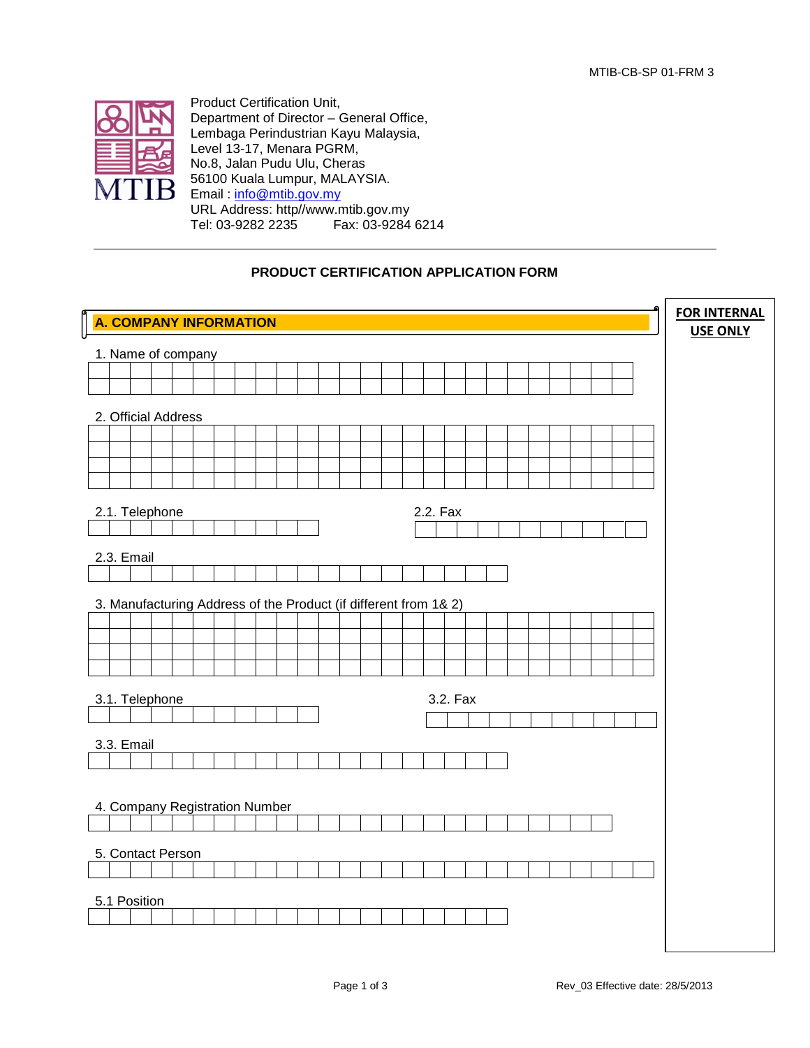MTIB-CB-SP 01-FRM 3

MTIB

Product Certification Unit,
Department of Director – General Office,
Lembaga Perindustrian Kayu Malaysia,
Level 13-17, Menara PGRM,
No.8, Jalan Pudu Ulu, Cheras
56100 Kuala Lumpur, MALAYSIA.
Email : info@mtib.gov.my
URL Address: http//www.mtib.gov.my
Tel: 03-9282 2235 Fax: 03-9284 6214

---

## PRODUCT CERTIFICATION APPLICATION FORM

**FOR INTERNAL USE ONLY**

### A. COMPANY INFORMATION

1. Name of company

2. Official Address

2.1. Telephone

2.2. Fax

2.3. Email

3. Manufacturing Address of the Product (if different from 1& 2)

3.1. Telephone

3.2. Fax

3.3. Email

4. Company Registration Number

5. Contact Person

5.1 Position

Rev_03 Effective date: 28/5/2013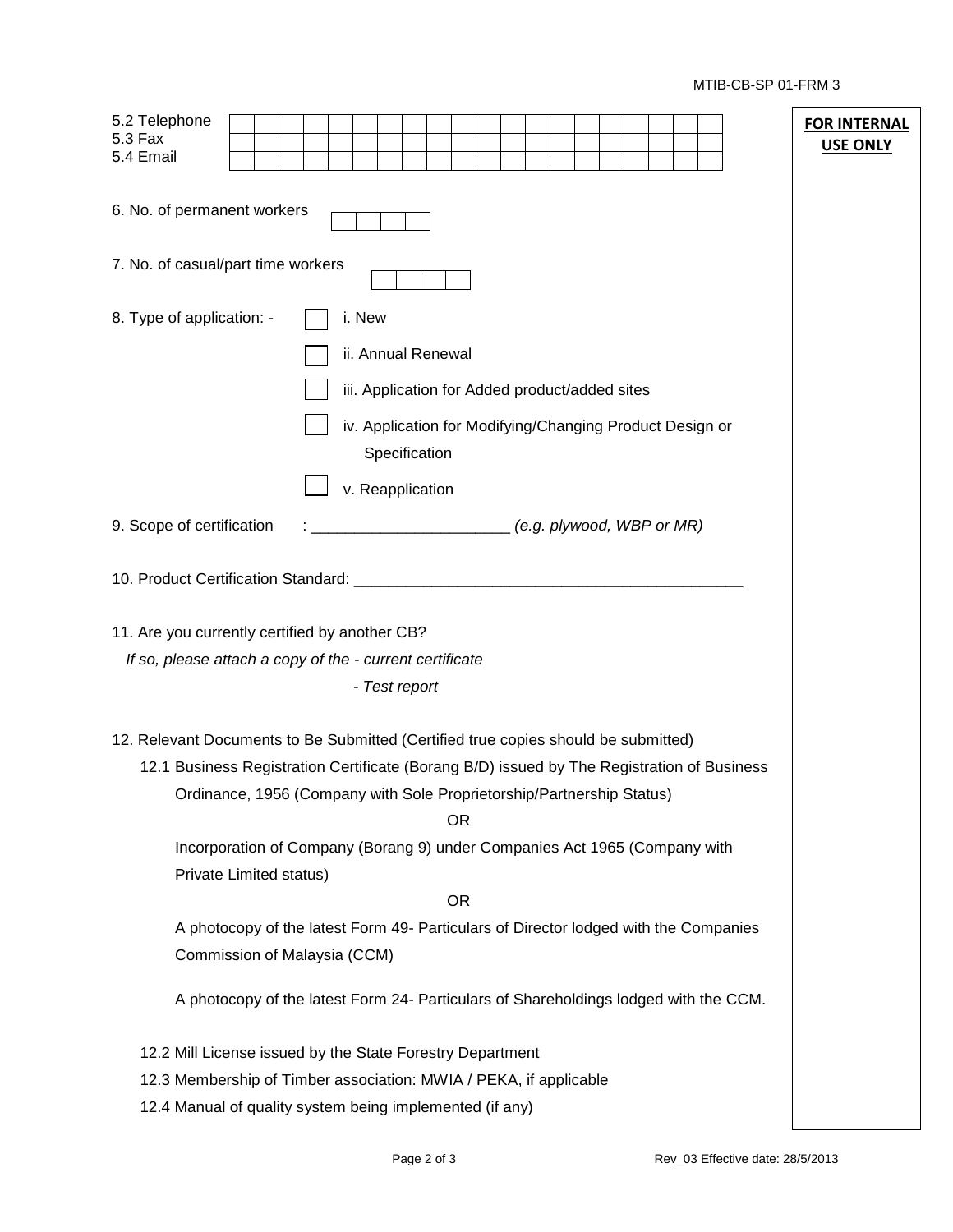| | | FOR INTERNAL USE ONLY |
|---|---|---|
| 5.2 Telephone | | |
| 5.3 Fax | | |
| 5.4 Email | | |

6. No. of permanent workers ☐☐☐☐

7. No. of casual/part time workers ☐☐☐☐

8. Type of application: -

- ☐ i. New
- ☐ ii. Annual Renewal
- ☐ iii. Application for Added product/added sites
- ☐ iv. Application for Modifying/Changing Product Design or Specification
- ☐ v. Reapplication

9. Scope of certification : ______________________ *(e.g. plywood, WBP or MR)*

10. Product Certification Standard: ____________________________________________

11. Are you currently certified by another CB?

*If so, please attach a copy of the - current certificate*

*- Test report*

12. Relevant Documents to Be Submitted (Certified true copies should be submitted)

12.1 Business Registration Certificate (Borang B/D) issued by The Registration of Business Ordinance, 1956 (Company with Sole Proprietorship/Partnership Status)

OR

Incorporation of Company (Borang 9) under Companies Act 1965 (Company with Private Limited status)

OR

A photocopy of the latest Form 49- Particulars of Director lodged with the Companies Commission of Malaysia (CCM)

A photocopy of the latest Form 24- Particulars of Shareholdings lodged with the CCM.

12.2 Mill License issued by the State Forestry Department

12.3 Membership of Timber association: MWIA / PEKA, if applicable

12.4 Manual of quality system being implemented (if any)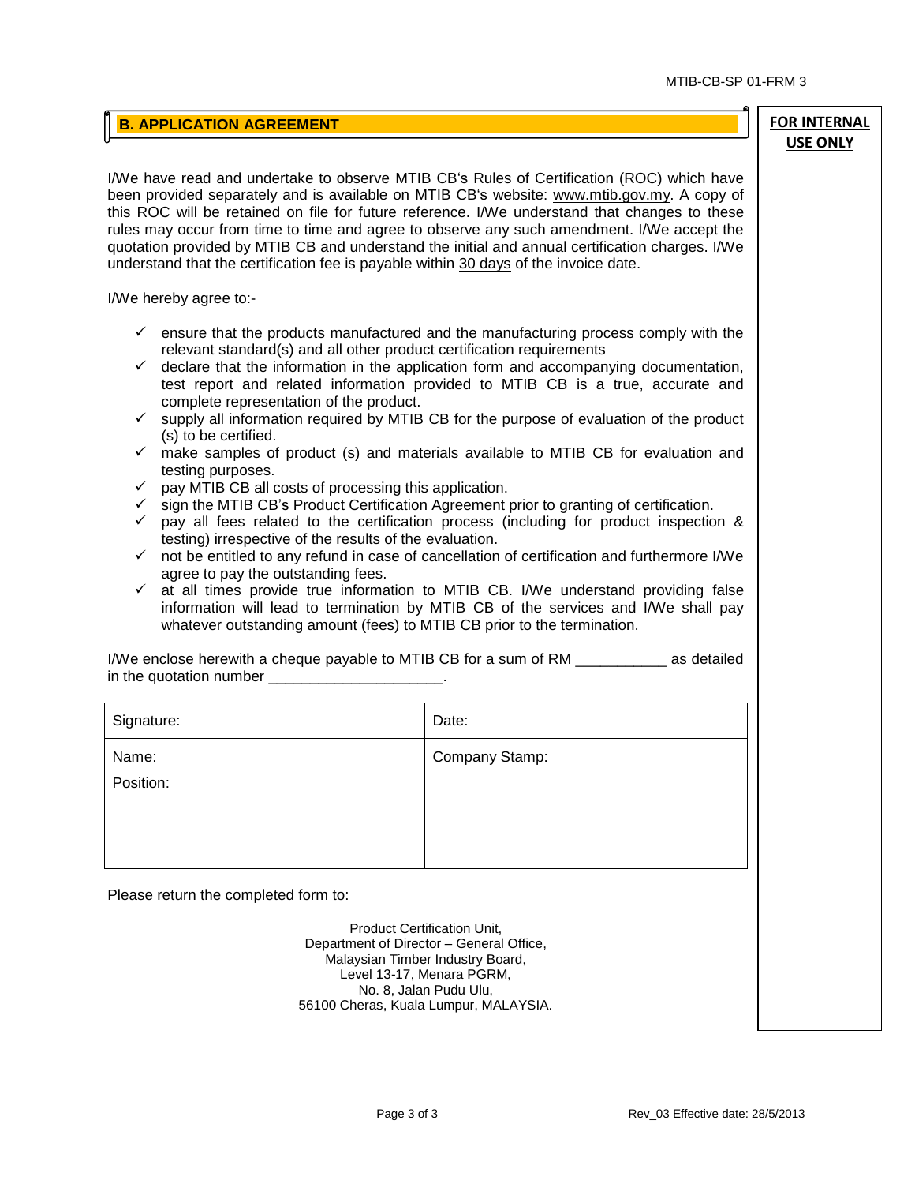## B. APPLICATION AGREEMENT

**FOR INTERNAL USE ONLY**

I/We have read and undertake to observe MTIB CB's Rules of Certification (ROC) which have been provided separately and is available on MTIB CB's website: www.mtib.gov.my. A copy of this ROC will be retained on file for future reference. I/We understand that changes to these rules may occur from time to time and agree to observe any such amendment. I/We accept the quotation provided by MTIB CB and understand the initial and annual certification charges. I/We understand that the certification fee is payable within 30 days of the invoice date.

I/We hereby agree to:-

- ✓ ensure that the products manufactured and the manufacturing process comply with the relevant standard(s) and all other product certification requirements
- ✓ declare that the information in the application form and accompanying documentation, test report and related information provided to MTIB CB is a true, accurate and complete representation of the product.
- ✓ supply all information required by MTIB CB for the purpose of evaluation of the product (s) to be certified.
- ✓ make samples of product (s) and materials available to MTIB CB for evaluation and testing purposes.
- ✓ pay MTIB CB all costs of processing this application.
- ✓ sign the MTIB CB's Product Certification Agreement prior to granting of certification.
- ✓ pay all fees related to the certification process (including for product inspection & testing) irrespective of the results of the evaluation.
- ✓ not be entitled to any refund in case of cancellation of certification and furthermore I/We agree to pay the outstanding fees.
- ✓ at all times provide true information to MTIB CB. I/We understand providing false information will lead to termination by MTIB CB of the services and I/We shall pay whatever outstanding amount (fees) to MTIB CB prior to the termination.

I/We enclose herewith a cheque payable to MTIB CB for a sum of RM ___________ as detailed in the quotation number _____________________.

| | |
|---|---|
| Signature: | Date: |
| Name:<br>Position: | Company Stamp: |

Please return the completed form to:

Product Certification Unit,
Department of Director – General Office,
Malaysian Timber Industry Board,
Level 13-17, Menara PGRM,
No. 8, Jalan Pudu Ulu,
56100 Cheras, Kuala Lumpur, MALAYSIA.